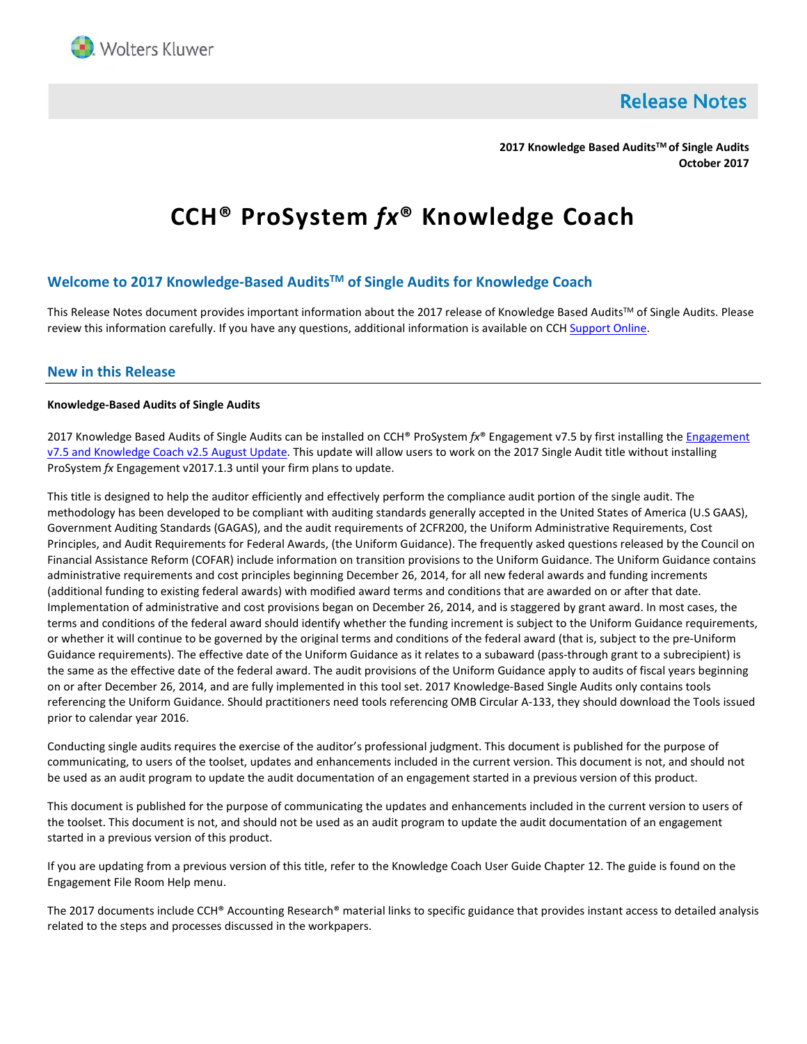Wolters Kluwer

# Release Notes

**2017 Knowledge Based Audits™ of Single Audits**
**October 2017**

# CCH® ProSystem *fx*® Knowledge Coach

## Welcome to 2017 Knowledge-Based Audits™ of Single Audits for Knowledge Coach

This Release Notes document provides important information about the 2017 release of Knowledge Based Audits™ of Single Audits. Please review this information carefully. If you have any questions, additional information is available on CCH Support Online.

## New in this Release

**Knowledge-Based Audits of Single Audits**

2017 Knowledge Based Audits of Single Audits can be installed on CCH® ProSystem *fx*® Engagement v7.5 by first installing the Engagement v7.5 and Knowledge Coach v2.5 August Update. This update will allow users to work on the 2017 Single Audit title without installing ProSystem *fx* Engagement v2017.1.3 until your firm plans to update.

This title is designed to help the auditor efficiently and effectively perform the compliance audit portion of the single audit. The methodology has been developed to be compliant with auditing standards generally accepted in the United States of America (U.S GAAS), Government Auditing Standards (GAGAS), and the audit requirements of 2CFR200, the Uniform Administrative Requirements, Cost Principles, and Audit Requirements for Federal Awards, (the Uniform Guidance). The frequently asked questions released by the Council on Financial Assistance Reform (COFAR) include information on transition provisions to the Uniform Guidance. The Uniform Guidance contains administrative requirements and cost principles beginning December 26, 2014, for all new federal awards and funding increments (additional funding to existing federal awards) with modified award terms and conditions that are awarded on or after that date. Implementation of administrative and cost provisions began on December 26, 2014, and is staggered by grant award. In most cases, the terms and conditions of the federal award should identify whether the funding increment is subject to the Uniform Guidance requirements, or whether it will continue to be governed by the original terms and conditions of the federal award (that is, subject to the pre-Uniform Guidance requirements). The effective date of the Uniform Guidance as it relates to a subaward (pass-through grant to a subrecipient) is the same as the effective date of the federal award. The audit provisions of the Uniform Guidance apply to audits of fiscal years beginning on or after December 26, 2014, and are fully implemented in this tool set. 2017 Knowledge-Based Single Audits only contains tools referencing the Uniform Guidance. Should practitioners need tools referencing OMB Circular A-133, they should download the Tools issued prior to calendar year 2016.

Conducting single audits requires the exercise of the auditor's professional judgment. This document is published for the purpose of communicating, to users of the toolset, updates and enhancements included in the current version. This document is not, and should not be used as an audit program to update the audit documentation of an engagement started in a previous version of this product.

This document is published for the purpose of communicating the updates and enhancements included in the current version to users of the toolset. This document is not, and should not be used as an audit program to update the audit documentation of an engagement started in a previous version of this product.

If you are updating from a previous version of this title, refer to the Knowledge Coach User Guide Chapter 12. The guide is found on the Engagement File Room Help menu.

The 2017 documents include CCH® Accounting Research® material links to specific guidance that provides instant access to detailed analysis related to the steps and processes discussed in the workpapers.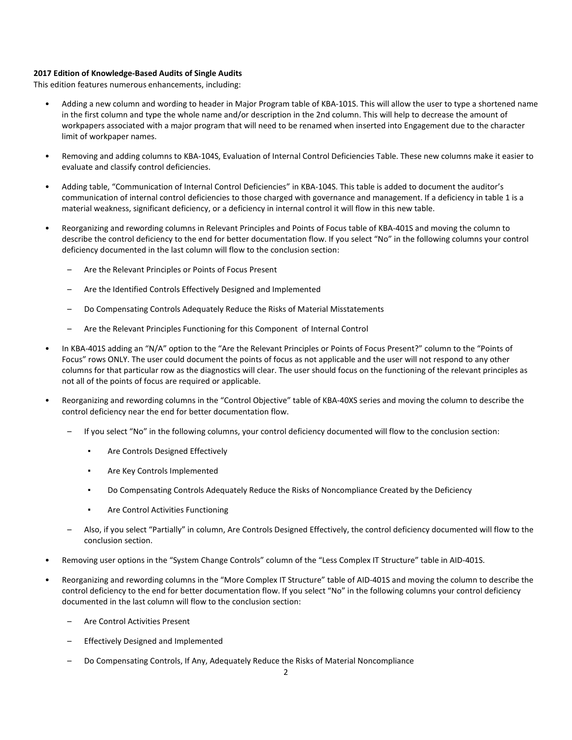**2017 Edition of Knowledge-Based Audits of Single Audits**

This edition features numerous enhancements, including:

- Adding a new column and wording to header in Major Program table of KBA-101S. This will allow the user to type a shortened name in the first column and type the whole name and/or description in the 2nd column. This will help to decrease the amount of workpapers associated with a major program that will need to be renamed when inserted into Engagement due to the character limit of workpaper names.
- Removing and adding columns to KBA-104S, Evaluation of Internal Control Deficiencies Table. These new columns make it easier to evaluate and classify control deficiencies.
- Adding table, "Communication of Internal Control Deficiencies" in KBA-104S. This table is added to document the auditor's communication of internal control deficiencies to those charged with governance and management. If a deficiency in table 1 is a material weakness, significant deficiency, or a deficiency in internal control it will flow in this new table.
- Reorganizing and rewording columns in Relevant Principles and Points of Focus table of KBA-401S and moving the column to describe the control deficiency to the end for better documentation flow. If you select "No" in the following columns your control deficiency documented in the last column will flow to the conclusion section:
  - Are the Relevant Principles or Points of Focus Present
  - Are the Identified Controls Effectively Designed and Implemented
  - Do Compensating Controls Adequately Reduce the Risks of Material Misstatements
  - Are the Relevant Principles Functioning for this Component of Internal Control
- In KBA-401S adding an "N/A" option to the "Are the Relevant Principles or Points of Focus Present?" column to the "Points of Focus" rows ONLY. The user could document the points of focus as not applicable and the user will not respond to any other columns for that particular row as the diagnostics will clear. The user should focus on the functioning of the relevant principles as not all of the points of focus are required or applicable.
- Reorganizing and rewording columns in the "Control Objective" table of KBA-40XS series and moving the column to describe the control deficiency near the end for better documentation flow.
  - If you select "No" in the following columns, your control deficiency documented will flow to the conclusion section:
    - Are Controls Designed Effectively
    - Are Key Controls Implemented
    - Do Compensating Controls Adequately Reduce the Risks of Noncompliance Created by the Deficiency
    - Are Control Activities Functioning
  - Also, if you select "Partially" in column, Are Controls Designed Effectively, the control deficiency documented will flow to the conclusion section.
- Removing user options in the "System Change Controls" column of the "Less Complex IT Structure" table in AID-401S.
- Reorganizing and rewording columns in the "More Complex IT Structure" table of AID-401S and moving the column to describe the control deficiency to the end for better documentation flow. If you select "No" in the following columns your control deficiency documented in the last column will flow to the conclusion section:
  - Are Control Activities Present
  - Effectively Designed and Implemented
  - Do Compensating Controls, If Any, Adequately Reduce the Risks of Material Noncompliance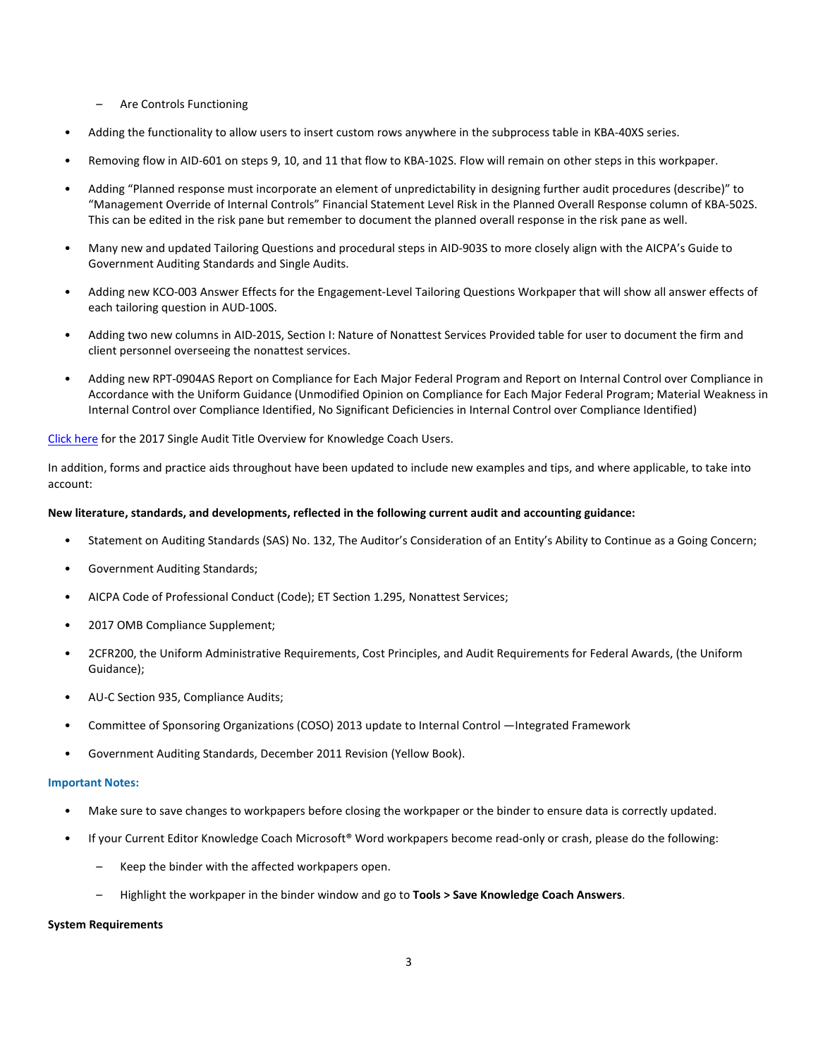- Are Controls Functioning

- Adding the functionality to allow users to insert custom rows anywhere in the subprocess table in KBA-40XS series.
- Removing flow in AID-601 on steps 9, 10, and 11 that flow to KBA-102S. Flow will remain on other steps in this workpaper.
- Adding "Planned response must incorporate an element of unpredictability in designing further audit procedures (describe)" to "Management Override of Internal Controls" Financial Statement Level Risk in the Planned Overall Response column of KBA-502S. This can be edited in the risk pane but remember to document the planned overall response in the risk pane as well.
- Many new and updated Tailoring Questions and procedural steps in AID-903S to more closely align with the AICPA's Guide to Government Auditing Standards and Single Audits.
- Adding new KCO-003 Answer Effects for the Engagement-Level Tailoring Questions Workpaper that will show all answer effects of each tailoring question in AUD-100S.
- Adding two new columns in AID-201S, Section I: Nature of Nonattest Services Provided table for user to document the firm and client personnel overseeing the nonattest services.
- Adding new RPT-0904AS Report on Compliance for Each Major Federal Program and Report on Internal Control over Compliance in Accordance with the Uniform Guidance (Unmodified Opinion on Compliance for Each Major Federal Program; Material Weakness in Internal Control over Compliance Identified, No Significant Deficiencies in Internal Control over Compliance Identified)

Click here for the 2017 Single Audit Title Overview for Knowledge Coach Users.

In addition, forms and practice aids throughout have been updated to include new examples and tips, and where applicable, to take into account:

**New literature, standards, and developments, reflected in the following current audit and accounting guidance:**

- Statement on Auditing Standards (SAS) No. 132, The Auditor's Consideration of an Entity's Ability to Continue as a Going Concern;
- Government Auditing Standards;
- AICPA Code of Professional Conduct (Code); ET Section 1.295, Nonattest Services;
- 2017 OMB Compliance Supplement;
- 2CFR200, the Uniform Administrative Requirements, Cost Principles, and Audit Requirements for Federal Awards, (the Uniform Guidance);
- AU-C Section 935, Compliance Audits;
- Committee of Sponsoring Organizations (COSO) 2013 update to Internal Control —Integrated Framework
- Government Auditing Standards, December 2011 Revision (Yellow Book).

**Important Notes:**

- Make sure to save changes to workpapers before closing the workpaper or the binder to ensure data is correctly updated.
- If your Current Editor Knowledge Coach Microsoft® Word workpapers become read-only or crash, please do the following:
   - Keep the binder with the affected workpapers open.
   - Highlight the workpaper in the binder window and go to **Tools > Save Knowledge Coach Answers**.

**System Requirements**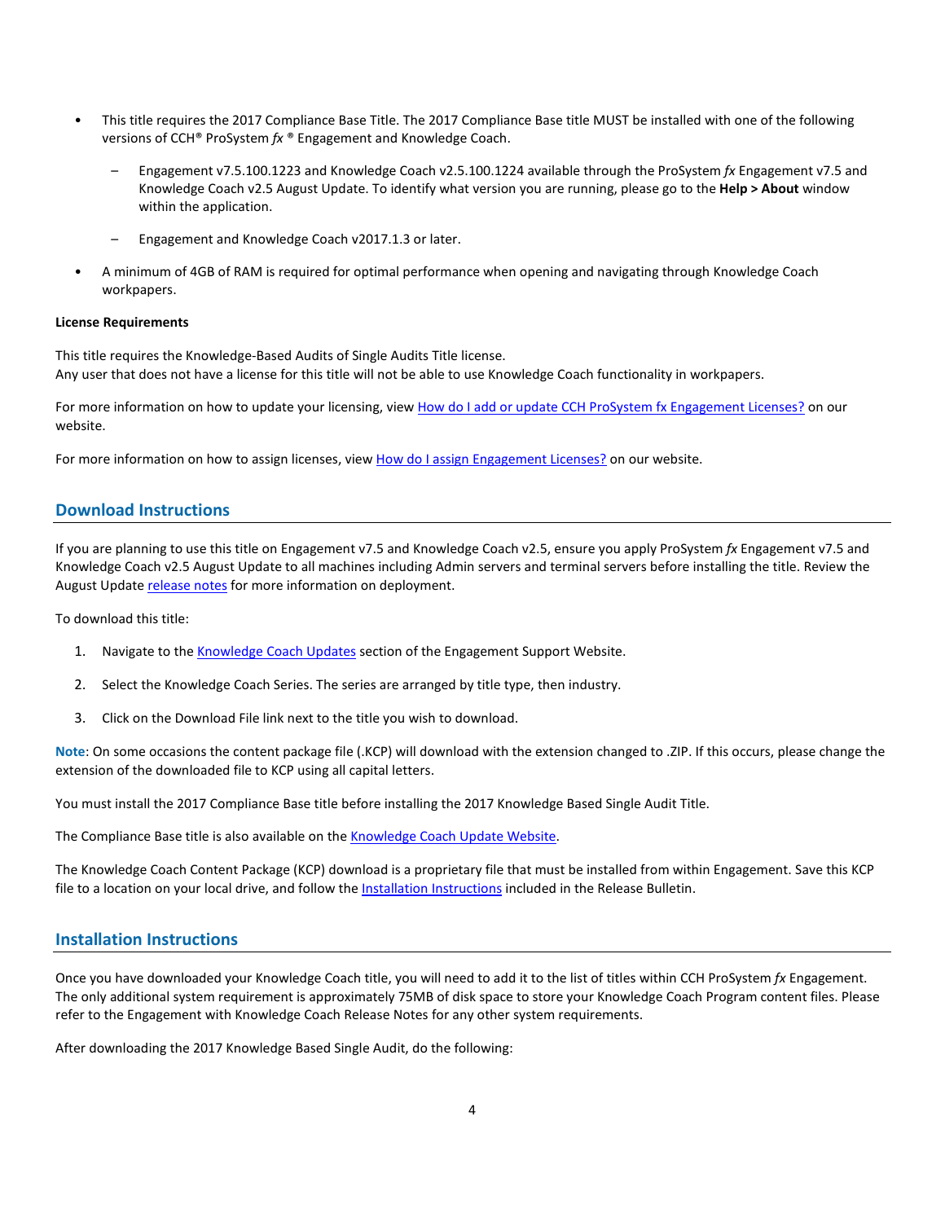- This title requires the 2017 Compliance Base Title. The 2017 Compliance Base title MUST be installed with one of the following versions of CCH® ProSystem *fx* ® Engagement and Knowledge Coach.
  - Engagement v7.5.100.1223 and Knowledge Coach v2.5.100.1224 available through the ProSystem *fx* Engagement v7.5 and Knowledge Coach v2.5 August Update. To identify what version you are running, please go to the **Help > About** window within the application.
  - Engagement and Knowledge Coach v2017.1.3 or later.
- A minimum of 4GB of RAM is required for optimal performance when opening and navigating through Knowledge Coach workpapers.

**License Requirements**

This title requires the Knowledge-Based Audits of Single Audits Title license.
Any user that does not have a license for this title will not be able to use Knowledge Coach functionality in workpapers.

For more information on how to update your licensing, view How do I add or update CCH ProSystem fx Engagement Licenses? on our website.

For more information on how to assign licenses, view How do I assign Engagement Licenses? on our website.

## Download Instructions

If you are planning to use this title on Engagement v7.5 and Knowledge Coach v2.5, ensure you apply ProSystem *fx* Engagement v7.5 and Knowledge Coach v2.5 August Update to all machines including Admin servers and terminal servers before installing the title. Review the August Update release notes for more information on deployment.

To download this title:

1. Navigate to the Knowledge Coach Updates section of the Engagement Support Website.
2. Select the Knowledge Coach Series. The series are arranged by title type, then industry.
3. Click on the Download File link next to the title you wish to download.

**Note**: On some occasions the content package file (.KCP) will download with the extension changed to .ZIP. If this occurs, please change the extension of the downloaded file to KCP using all capital letters.

You must install the 2017 Compliance Base title before installing the 2017 Knowledge Based Single Audit Title.

The Compliance Base title is also available on the Knowledge Coach Update Website.

The Knowledge Coach Content Package (KCP) download is a proprietary file that must be installed from within Engagement. Save this KCP file to a location on your local drive, and follow the Installation Instructions included in the Release Bulletin.

## Installation Instructions

Once you have downloaded your Knowledge Coach title, you will need to add it to the list of titles within CCH ProSystem *fx* Engagement. The only additional system requirement is approximately 75MB of disk space to store your Knowledge Coach Program content files. Please refer to the Engagement with Knowledge Coach Release Notes for any other system requirements.

After downloading the 2017 Knowledge Based Single Audit, do the following: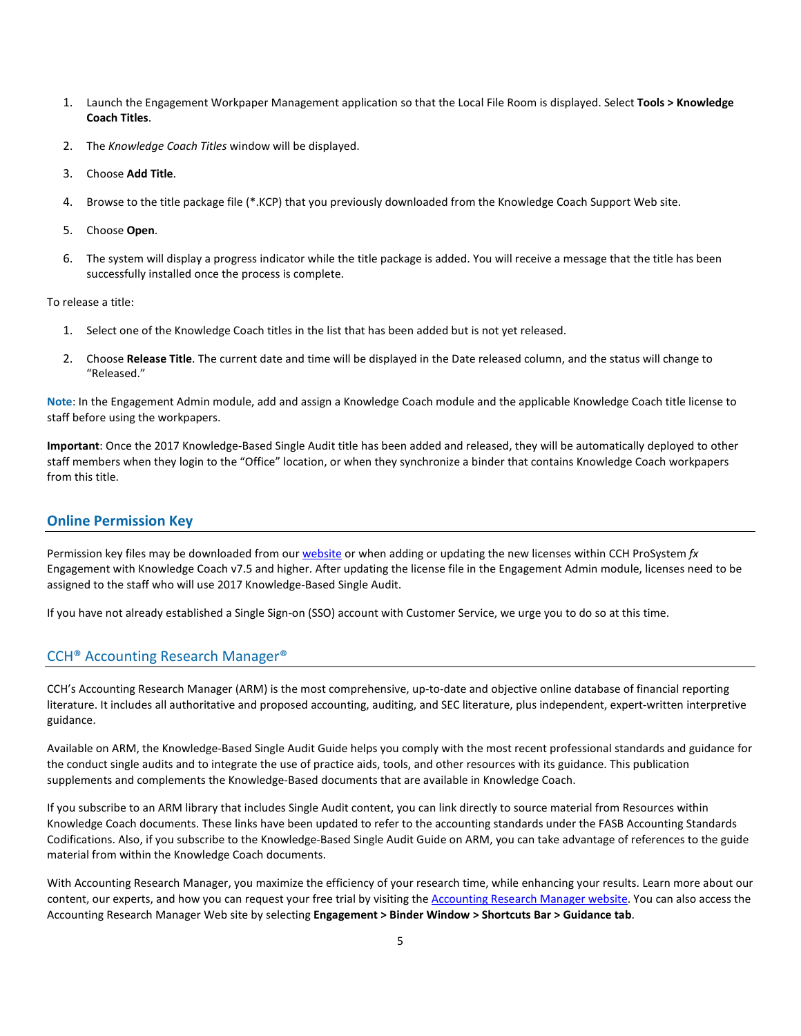1. Launch the Engagement Workpaper Management application so that the Local File Room is displayed. Select **Tools > Knowledge Coach Titles**.

2. The *Knowledge Coach Titles* window will be displayed.

3. Choose **Add Title**.

4. Browse to the title package file (*.KCP) that you previously downloaded from the Knowledge Coach Support Web site.

5. Choose **Open**.

6. The system will display a progress indicator while the title package is added. You will receive a message that the title has been successfully installed once the process is complete.

To release a title:

1. Select one of the Knowledge Coach titles in the list that has been added but is not yet released.

2. Choose **Release Title**. The current date and time will be displayed in the Date released column, and the status will change to "Released."

**Note**: In the Engagement Admin module, add and assign a Knowledge Coach module and the applicable Knowledge Coach title license to staff before using the workpapers.

**Important**: Once the 2017 Knowledge-Based Single Audit title has been added and released, they will be automatically deployed to other staff members when they login to the "Office" location, or when they synchronize a binder that contains Knowledge Coach workpapers from this title.

## Online Permission Key

Permission key files may be downloaded from our website or when adding or updating the new licenses within CCH ProSystem *fx* Engagement with Knowledge Coach v7.5 and higher. After updating the license file in the Engagement Admin module, licenses need to be assigned to the staff who will use 2017 Knowledge-Based Single Audit.

If you have not already established a Single Sign-on (SSO) account with Customer Service, we urge you to do so at this time.

## CCH® Accounting Research Manager®

CCH's Accounting Research Manager (ARM) is the most comprehensive, up-to-date and objective online database of financial reporting literature. It includes all authoritative and proposed accounting, auditing, and SEC literature, plus independent, expert-written interpretive guidance.

Available on ARM, the Knowledge-Based Single Audit Guide helps you comply with the most recent professional standards and guidance for the conduct single audits and to integrate the use of practice aids, tools, and other resources with its guidance. This publication supplements and complements the Knowledge-Based documents that are available in Knowledge Coach.

If you subscribe to an ARM library that includes Single Audit content, you can link directly to source material from Resources within Knowledge Coach documents. These links have been updated to refer to the accounting standards under the FASB Accounting Standards Codifications. Also, if you subscribe to the Knowledge-Based Single Audit Guide on ARM, you can take advantage of references to the guide material from within the Knowledge Coach documents.

With Accounting Research Manager, you maximize the efficiency of your research time, while enhancing your results. Learn more about our content, our experts, and how you can request your free trial by visiting the Accounting Research Manager website. You can also access the Accounting Research Manager Web site by selecting **Engagement > Binder Window > Shortcuts Bar > Guidance tab**.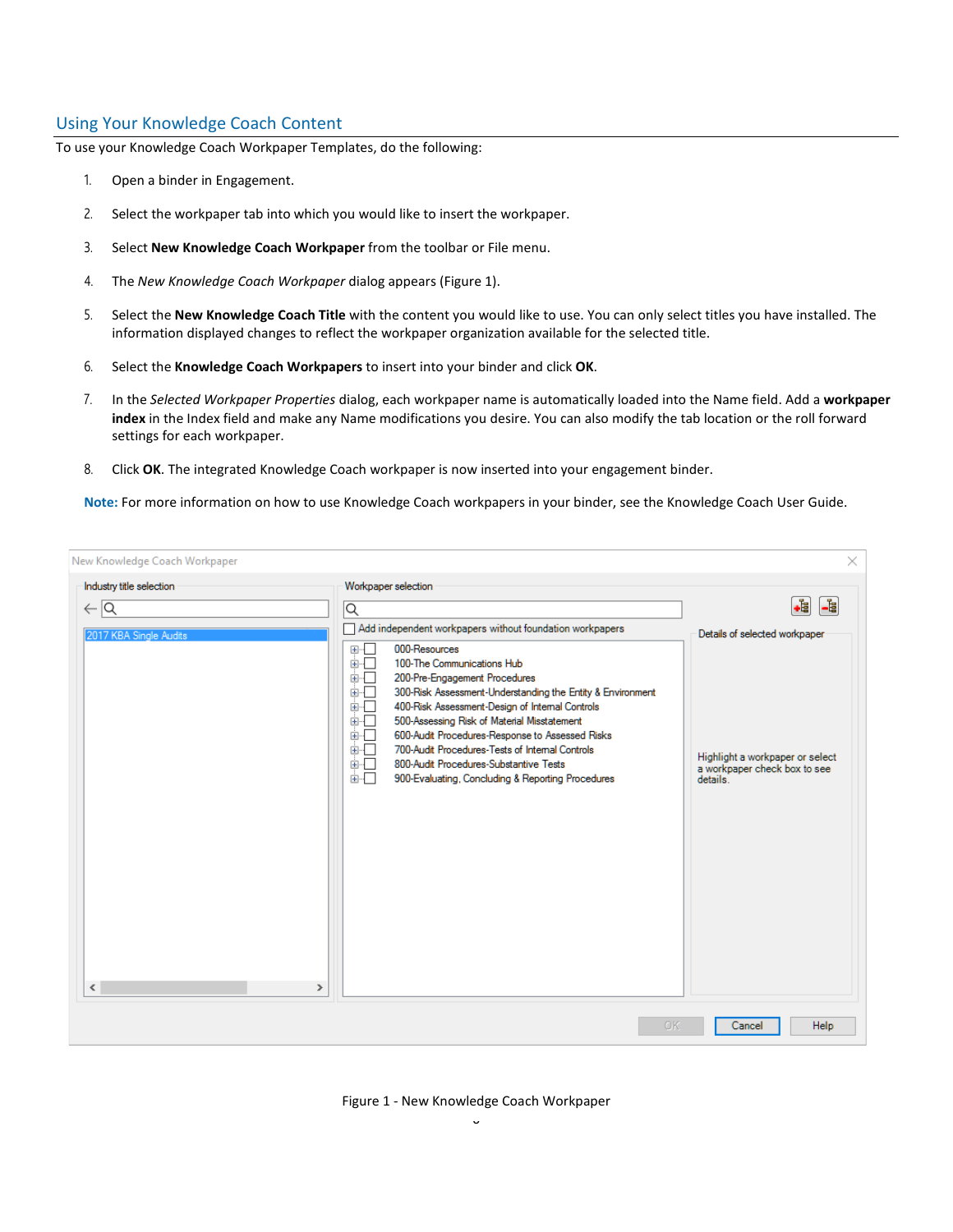## Using Your Knowledge Coach Content

To use your Knowledge Coach Workpaper Templates, do the following:

1. Open a binder in Engagement.
2. Select the workpaper tab into which you would like to insert the workpaper.
3. Select **New Knowledge Coach Workpaper** from the toolbar or File menu.
4. The *New Knowledge Coach Workpaper* dialog appears (Figure 1).
5. Select the **New Knowledge Coach Title** with the content you would like to use. You can only select titles you have installed. The information displayed changes to reflect the workpaper organization available for the selected title.
6. Select the **Knowledge Coach Workpapers** to insert into your binder and click **OK**.
7. In the *Selected Workpaper Properties* dialog, each workpaper name is automatically loaded into the Name field. Add a **workpaper index** in the Index field and make any Name modifications you desire. You can also modify the tab location or the roll forward settings for each workpaper.
8. Click **OK**. The integrated Knowledge Coach workpaper is now inserted into your engagement binder.

**Note:** For more information on how to use Knowledge Coach workpapers in your binder, see the Knowledge Coach User Guide.

Figure 1 - New Knowledge Coach Workpaper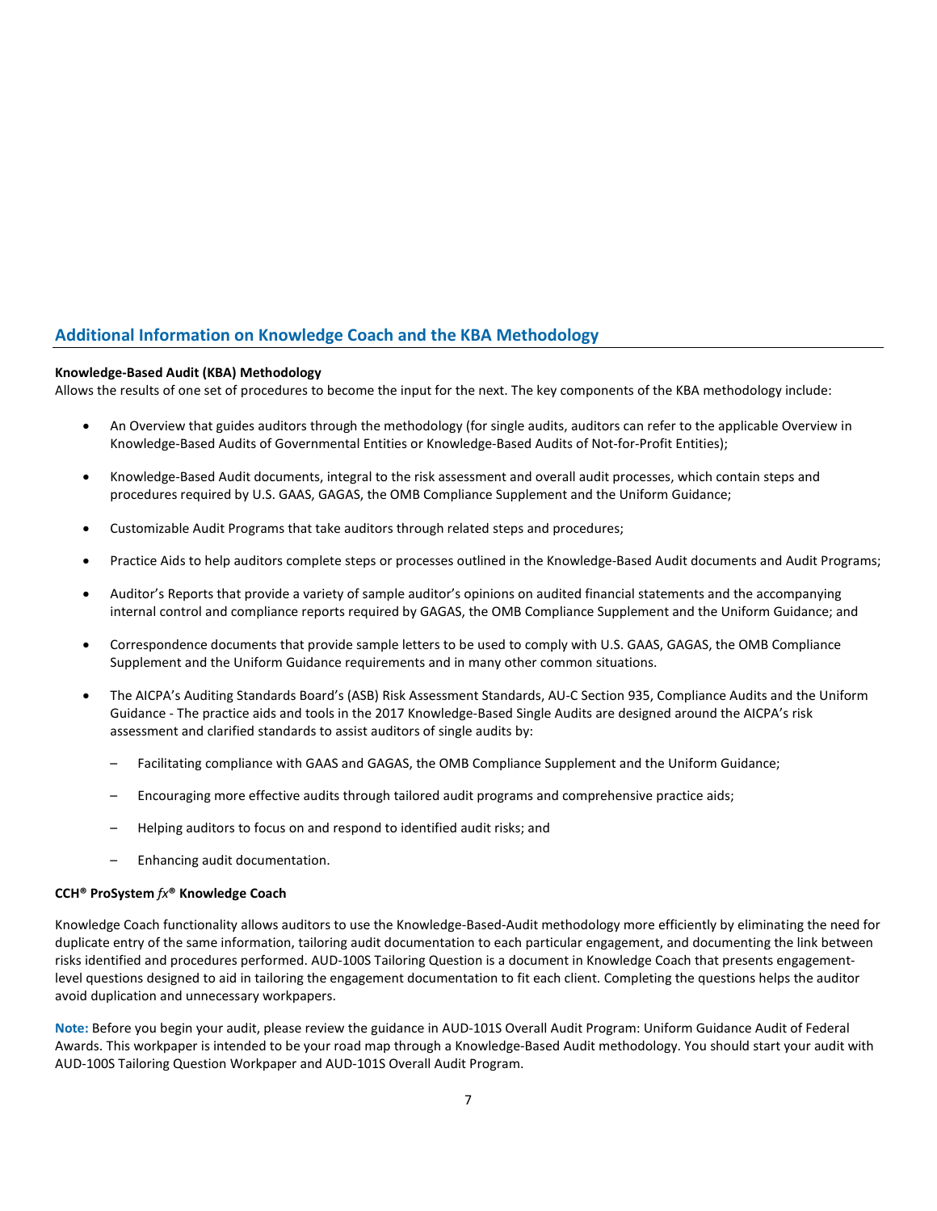## Additional Information on Knowledge Coach and the KBA Methodology

**Knowledge-Based Audit (KBA) Methodology**

Allows the results of one set of procedures to become the input for the next. The key components of the KBA methodology include:

- An Overview that guides auditors through the methodology (for single audits, auditors can refer to the applicable Overview in Knowledge-Based Audits of Governmental Entities or Knowledge-Based Audits of Not-for-Profit Entities);
- Knowledge-Based Audit documents, integral to the risk assessment and overall audit processes, which contain steps and procedures required by U.S. GAAS, GAGAS, the OMB Compliance Supplement and the Uniform Guidance;
- Customizable Audit Programs that take auditors through related steps and procedures;
- Practice Aids to help auditors complete steps or processes outlined in the Knowledge-Based Audit documents and Audit Programs;
- Auditor's Reports that provide a variety of sample auditor's opinions on audited financial statements and the accompanying internal control and compliance reports required by GAGAS, the OMB Compliance Supplement and the Uniform Guidance; and
- Correspondence documents that provide sample letters to be used to comply with U.S. GAAS, GAGAS, the OMB Compliance Supplement and the Uniform Guidance requirements and in many other common situations.
- The AICPA's Auditing Standards Board's (ASB) Risk Assessment Standards, AU-C Section 935, Compliance Audits and the Uniform Guidance - The practice aids and tools in the 2017 Knowledge-Based Single Audits are designed around the AICPA's risk assessment and clarified standards to assist auditors of single audits by:
  - Facilitating compliance with GAAS and GAGAS, the OMB Compliance Supplement and the Uniform Guidance;
  - Encouraging more effective audits through tailored audit programs and comprehensive practice aids;
  - Helping auditors to focus on and respond to identified audit risks; and
  - Enhancing audit documentation.

**CCH® ProSystem *fx*® Knowledge Coach**

Knowledge Coach functionality allows auditors to use the Knowledge-Based-Audit methodology more efficiently by eliminating the need for duplicate entry of the same information, tailoring audit documentation to each particular engagement, and documenting the link between risks identified and procedures performed. AUD-100S Tailoring Question is a document in Knowledge Coach that presents engagement-level questions designed to aid in tailoring the engagement documentation to fit each client. Completing the questions helps the auditor avoid duplication and unnecessary workpapers.

**Note:** Before you begin your audit, please review the guidance in AUD-101S Overall Audit Program: Uniform Guidance Audit of Federal Awards. This workpaper is intended to be your road map through a Knowledge-Based Audit methodology. You should start your audit with AUD-100S Tailoring Question Workpaper and AUD-101S Overall Audit Program.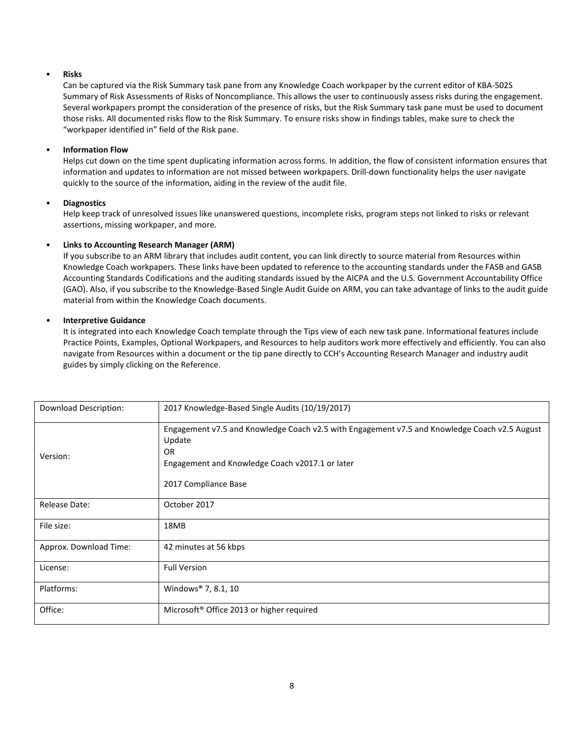- **Risks**
  Can be captured via the Risk Summary task pane from any Knowledge Coach workpaper by the current editor of KBA-502S Summary of Risk Assessments of Risks of Noncompliance. This allows the user to continuously assess risks during the engagement. Several workpapers prompt the consideration of the presence of risks, but the Risk Summary task pane must be used to document those risks. All documented risks flow to the Risk Summary. To ensure risks show in findings tables, make sure to check the "workpaper identified in" field of the Risk pane.

- **Information Flow**
  Helps cut down on the time spent duplicating information across forms. In addition, the flow of consistent information ensures that information and updates to information are not missed between workpapers. Drill-down functionality helps the user navigate quickly to the source of the information, aiding in the review of the audit file.

- **Diagnostics**
  Help keep track of unresolved issues like unanswered questions, incomplete risks, program steps not linked to risks or relevant assertions, missing workpaper, and more.

- **Links to Accounting Research Manager (ARM)**
  If you subscribe to an ARM library that includes audit content, you can link directly to source material from Resources within Knowledge Coach workpapers. These links have been updated to reference to the accounting standards under the FASB and GASB Accounting Standards Codifications and the auditing standards issued by the AICPA and the U.S. Government Accountability Office (GAO). Also, if you subscribe to the Knowledge-Based Single Audit Guide on ARM, you can take advantage of links to the audit guide material from within the Knowledge Coach documents.

- **Interpretive Guidance**
  It is integrated into each Knowledge Coach template through the Tips view of each new task pane. Informational features include Practice Points, Examples, Optional Workpapers, and Resources to help auditors work more effectively and efficiently. You can also navigate from Resources within a document or the tip pane directly to CCH's Accounting Research Manager and industry audit guides by simply clicking on the Reference.

| | |
|---|---|
| Download Description: | 2017 Knowledge-Based Single Audits (10/19/2017) |
| Version: | Engagement v7.5 and Knowledge Coach v2.5 with Engagement v7.5 and Knowledge Coach v2.5 August Update<br>OR<br>Engagement and Knowledge Coach v2017.1 or later<br><br>2017 Compliance Base |
| Release Date: | October 2017 |
| File size: | 18MB |
| Approx. Download Time: | 42 minutes at 56 kbps |
| License: | Full Version |
| Platforms: | Windows® 7, 8.1, 10 |
| Office: | Microsoft® Office 2013 or higher required |